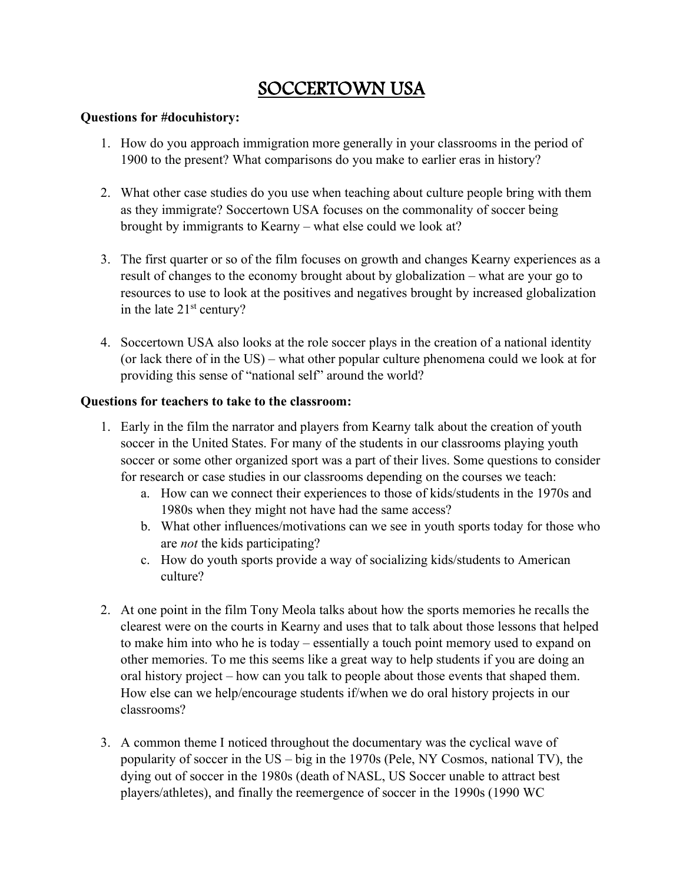# SOCCERTOWN USA

**Questions for #docuhistory:**

1. How do you approach immigration more generally in your classrooms in the period of 1900 to the present? What comparisons do you make to earlier eras in history?

2. What other case studies do you use when teaching about culture people bring with them as they immigrate? Soccertown USA focuses on the commonality of soccer being brought by immigrants to Kearny – what else could we look at?

3. The first quarter or so of the film focuses on growth and changes Kearny experiences as a result of changes to the economy brought about by globalization – what are your go to resources to use to look at the positives and negatives brought by increased globalization in the late 21st century?

4. Soccertown USA also looks at the role soccer plays in the creation of a national identity (or lack there of in the US) – what other popular culture phenomena could we look at for providing this sense of "national self" around the world?

**Questions for teachers to take to the classroom:**

1. Early in the film the narrator and players from Kearny talk about the creation of youth soccer in the United States. For many of the students in our classrooms playing youth soccer or some other organized sport was a part of their lives. Some questions to consider for research or case studies in our classrooms depending on the courses we teach:
   a. How can we connect their experiences to those of kids/students in the 1970s and 1980s when they might not have had the same access?
   b. What other influences/motivations can we see in youth sports today for those who are *not* the kids participating?
   c. How do youth sports provide a way of socializing kids/students to American culture?

2. At one point in the film Tony Meola talks about how the sports memories he recalls the clearest were on the courts in Kearny and uses that to talk about those lessons that helped to make him into who he is today – essentially a touch point memory used to expand on other memories. To me this seems like a great way to help students if you are doing an oral history project – how can you talk to people about those events that shaped them. How else can we help/encourage students if/when we do oral history projects in our classrooms?

3. A common theme I noticed throughout the documentary was the cyclical wave of popularity of soccer in the US – big in the 1970s (Pele, NY Cosmos, national TV), the dying out of soccer in the 1980s (death of NASL, US Soccer unable to attract best players/athletes), and finally the reemergence of soccer in the 1990s (1990 WC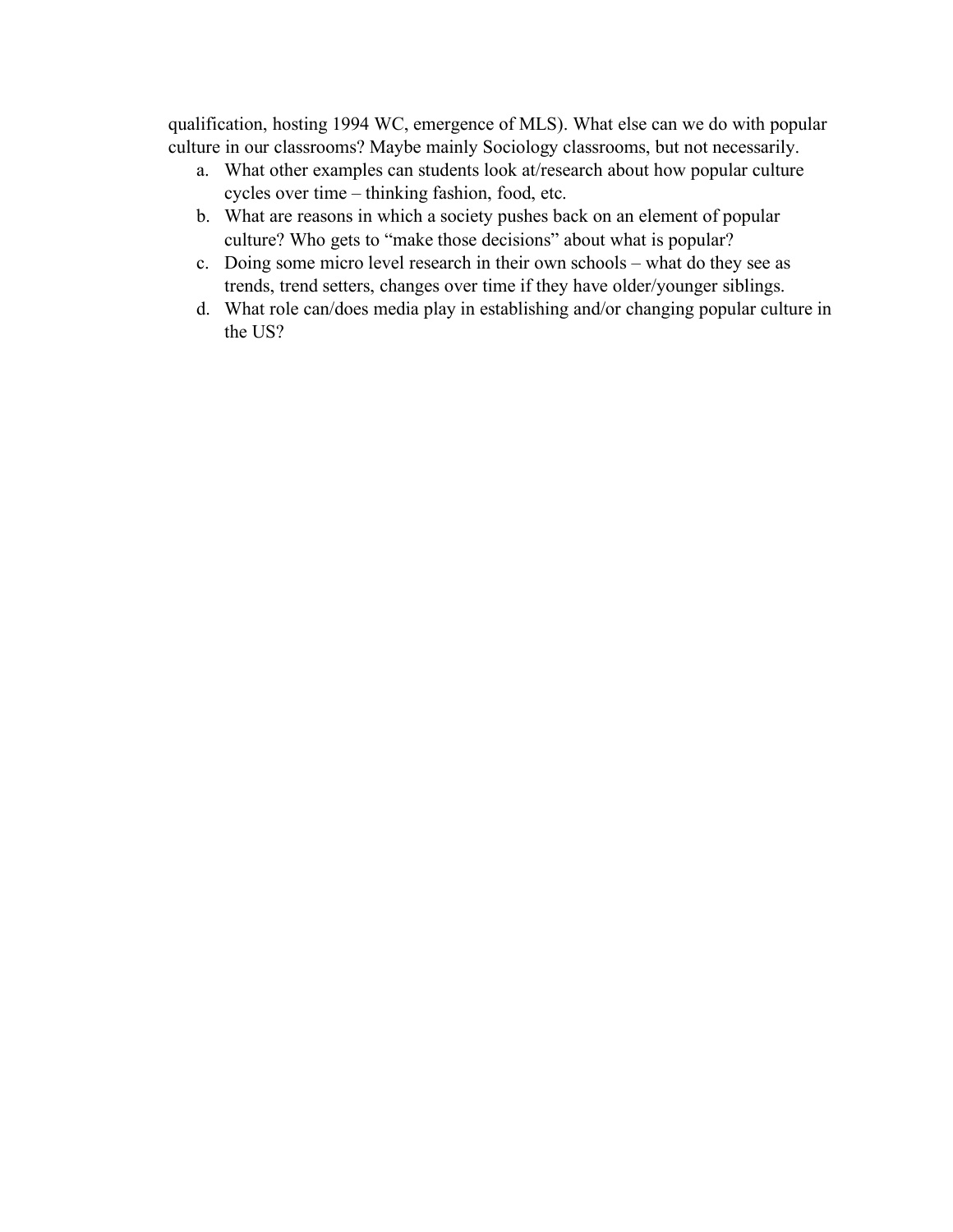qualification, hosting 1994 WC, emergence of MLS). What else can we do with popular culture in our classrooms? Maybe mainly Sociology classrooms, but not necessarily.

a. What other examples can students look at/research about how popular culture cycles over time – thinking fashion, food, etc.
b. What are reasons in which a society pushes back on an element of popular culture? Who gets to "make those decisions" about what is popular?
c. Doing some micro level research in their own schools – what do they see as trends, trend setters, changes over time if they have older/younger siblings.
d. What role can/does media play in establishing and/or changing popular culture in the US?